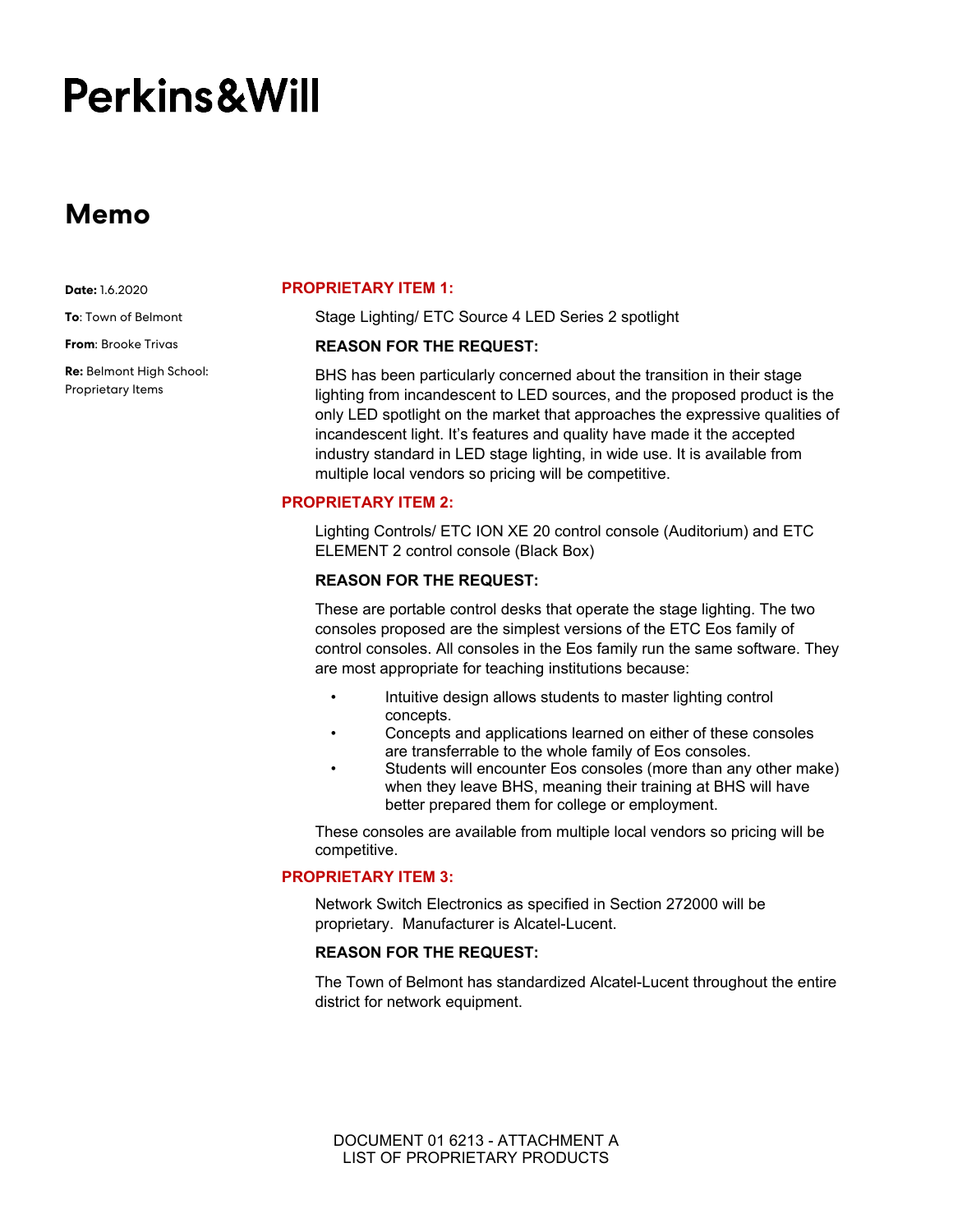# Perkins&Will

## Memo

**Date:** 1.6.2020

**To**: Town of Belmont

**From**: Brooke Trivas

**Re:** Belmont High School: Proprietary Items

### PROPRIETARY ITEM 1:

Stage Lighting/ ETC Source 4 LED Series 2 spotlight

**REASON FOR THE REQUEST:**

BHS has been particularly concerned about the transition in their stage lighting from incandescent to LED sources, and the proposed product is the only LED spotlight on the market that approaches the expressive qualities of incandescent light. It's features and quality have made it the accepted industry standard in LED stage lighting, in wide use. It is available from multiple local vendors so pricing will be competitive.

### PROPRIETARY ITEM 2:

Lighting Controls/ ETC ION XE 20 control console (Auditorium) and ETC ELEMENT 2 control console (Black Box)

**REASON FOR THE REQUEST:**

These are portable control desks that operate the stage lighting. The two consoles proposed are the simplest versions of the ETC Eos family of control consoles. All consoles in the Eos family run the same software. They are most appropriate for teaching institutions because:

- Intuitive design allows students to master lighting control concepts.
- Concepts and applications learned on either of these consoles are transferrable to the whole family of Eos consoles.
- Students will encounter Eos consoles (more than any other make) when they leave BHS, meaning their training at BHS will have better prepared them for college or employment.

These consoles are available from multiple local vendors so pricing will be competitive.

### PROPRIETARY ITEM 3:

Network Switch Electronics as specified in Section 272000 will be proprietary. Manufacturer is Alcatel-Lucent.

**REASON FOR THE REQUEST:**

The Town of Belmont has standardized Alcatel-Lucent throughout the entire district for network equipment.

DOCUMENT 01 6213 - ATTACHMENT A
LIST OF PROPRIETARY PRODUCTS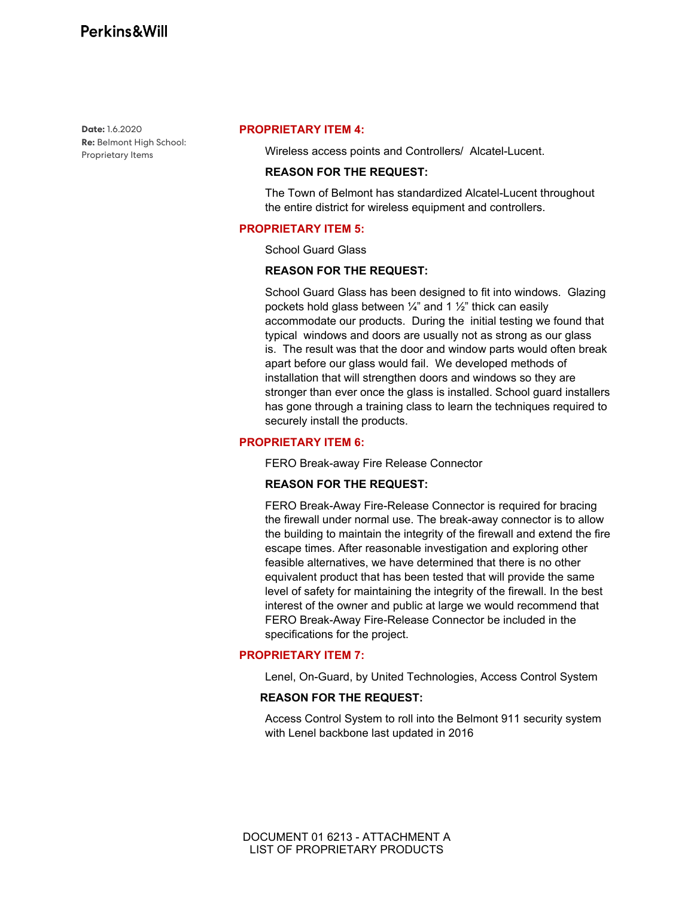Date: 1.6.2020
Re: Belmont High School: Proprietary Items

**PROPRIETARY ITEM 4:**

Wireless access points and Controllers/  Alcatel-Lucent.

**REASON FOR THE REQUEST:**

The Town of Belmont has standardized Alcatel-Lucent throughout the entire district for wireless equipment and controllers.

**PROPRIETARY ITEM 5:**

School Guard Glass

**REASON FOR THE REQUEST:**

School Guard Glass has been designed to fit into windows.  Glazing pockets hold glass between ¼" and 1 ½" thick can easily accommodate our products.  During the  initial testing we found that typical  windows and doors are usually not as strong as our glass is.  The result was that the door and window parts would often break apart before our glass would fail.  We developed methods of installation that will strengthen doors and windows so they are stronger than ever once the glass is installed. School guard installers has gone through a training class to learn the techniques required to securely install the products.

**PROPRIETARY ITEM 6:**

FERO Break-away Fire Release Connector

**REASON FOR THE REQUEST:**

FERO Break-Away Fire-Release Connector is required for bracing the firewall under normal use. The break-away connector is to allow the building to maintain the integrity of the firewall and extend the fire escape times. After reasonable investigation and exploring other feasible alternatives, we have determined that there is no other equivalent product that has been tested that will provide the same level of safety for maintaining the integrity of the firewall. In the best interest of the owner and public at large we would recommend that FERO Break-Away Fire-Release Connector be included in the specifications for the project.

**PROPRIETARY ITEM 7:**

Lenel, On-Guard, by United Technologies, Access Control System

**REASON FOR THE REQUEST:**

Access Control System to roll into the Belmont 911 security system with Lenel backbone last updated in 2016

DOCUMENT 01 6213 - ATTACHMENT A
LIST OF PROPRIETARY PRODUCTS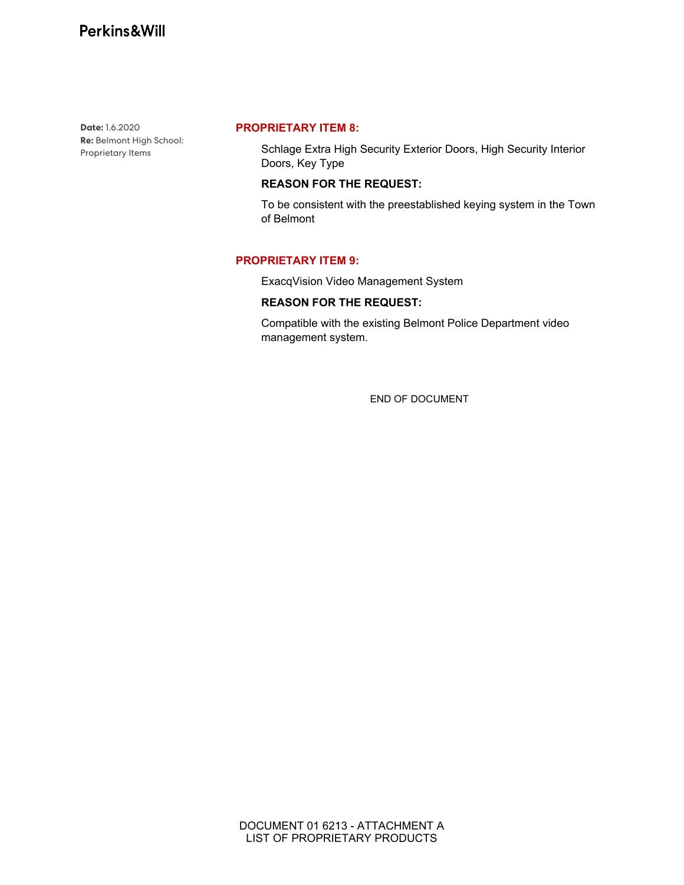**Date:** 1.6.2020
**Re:** Belmont High School: Proprietary Items

## PROPRIETARY ITEM 8:

Schlage Extra High Security Exterior Doors, High Security Interior Doors, Key Type

**REASON FOR THE REQUEST:**

To be consistent with the preestablished keying system in the Town of Belmont

## PROPRIETARY ITEM 9:

ExacqVision Video Management System

**REASON FOR THE REQUEST:**

Compatible with the existing Belmont Police Department video management system.

END OF DOCUMENT

DOCUMENT 01 6213 - ATTACHMENT A
LIST OF PROPRIETARY PRODUCTS